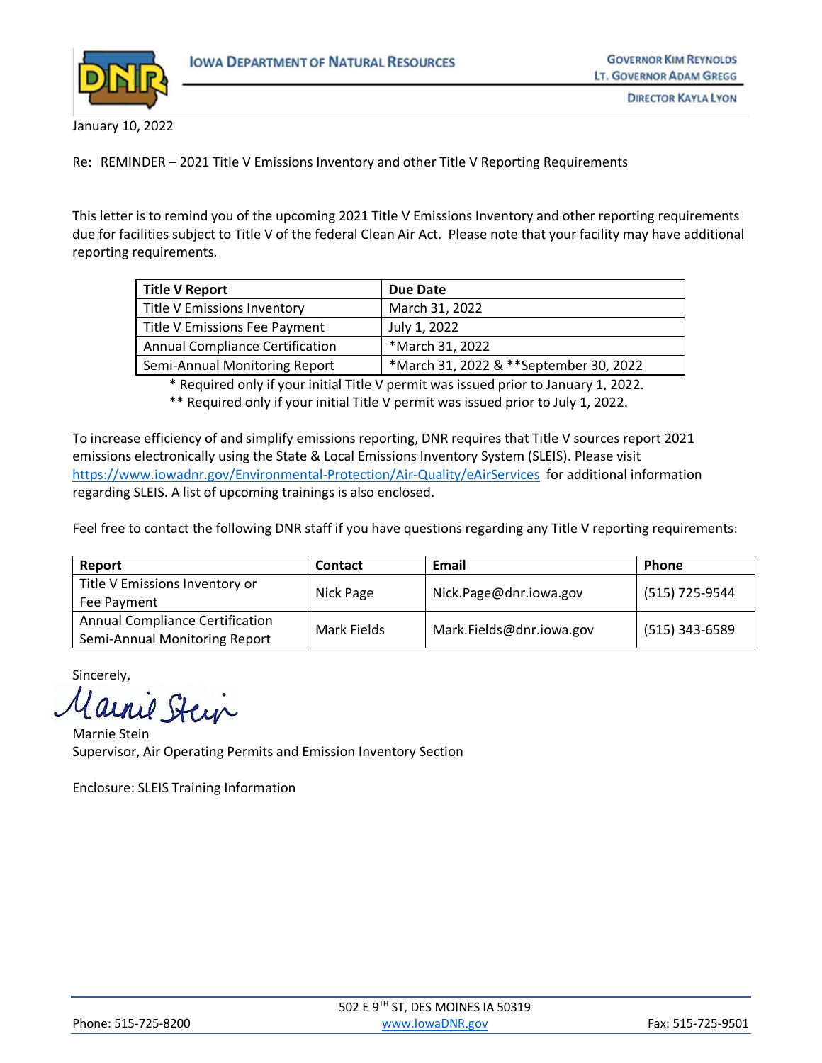**Iowa Department of Natural Resources**

Governor Kim Reynolds
Lt. Governor Adam Gregg

Director Kayla Lyon

January 10, 2022

Re: REMINDER – 2021 Title V Emissions Inventory and other Title V Reporting Requirements

This letter is to remind you of the upcoming 2021 Title V Emissions Inventory and other reporting requirements due for facilities subject to Title V of the federal Clean Air Act. Please note that your facility may have additional reporting requirements.

| Title V Report | Due Date |
|---|---|
| Title V Emissions Inventory | March 31, 2022 |
| Title V Emissions Fee Payment | July 1, 2022 |
| Annual Compliance Certification | *March 31, 2022 |
| Semi-Annual Monitoring Report | *March 31, 2022 & **September 30, 2022 |

\* Required only if your initial Title V permit was issued prior to January 1, 2022.
\*\* Required only if your initial Title V permit was issued prior to July 1, 2022.

To increase efficiency of and simplify emissions reporting, DNR requires that Title V sources report 2021 emissions electronically using the State & Local Emissions Inventory System (SLEIS). Please visit https://www.iowadnr.gov/Environmental-Protection/Air-Quality/eAirServices for additional information regarding SLEIS. A list of upcoming trainings is also enclosed.

Feel free to contact the following DNR staff if you have questions regarding any Title V reporting requirements:

| Report | Contact | Email | Phone |
|---|---|---|---|
| Title V Emissions Inventory or Fee Payment | Nick Page | Nick.Page@dnr.iowa.gov | (515) 725-9544 |
| Annual Compliance Certification Semi-Annual Monitoring Report | Mark Fields | Mark.Fields@dnr.iowa.gov | (515) 343-6589 |

Sincerely,

Marnie Stein
Supervisor, Air Operating Permits and Emission Inventory Section

Enclosure: SLEIS Training Information

502 E 9TH ST, DES MOINES IA 50319
Phone: 515-725-8200 www.IowaDNR.gov Fax: 515-725-9501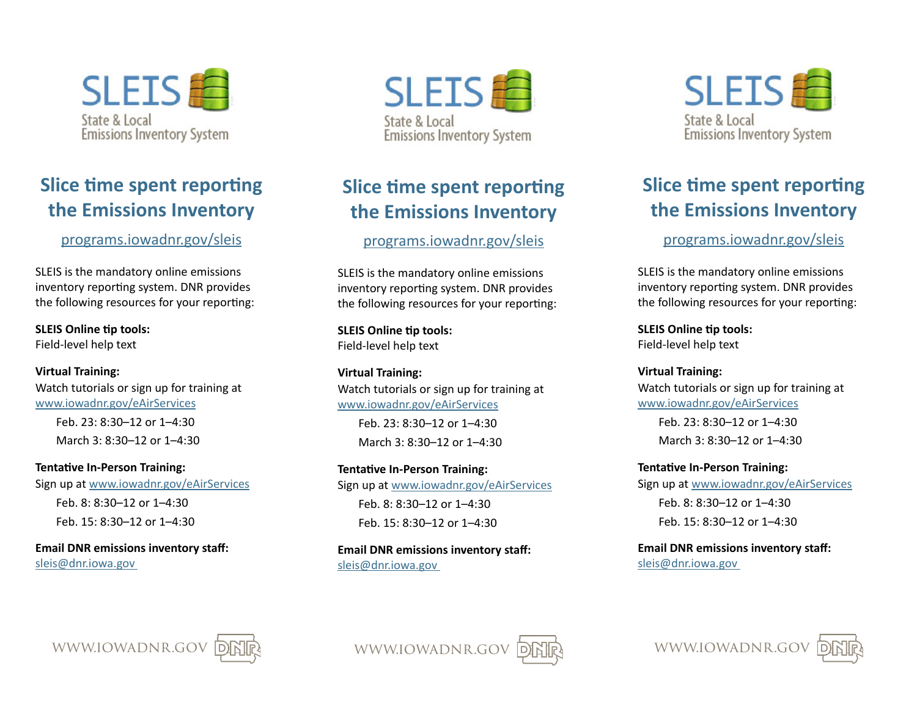SLEIS

State & Local Emissions Inventory System

## Slice time spent reporting the Emissions Inventory

programs.iowadnr.gov/sleis

SLEIS is the mandatory online emissions inventory reporting system. DNR provides the following resources for your reporting:

**SLEIS Online tip tools:**
Field-level help text

**Virtual Training:**
Watch tutorials or sign up for training at www.iowadnr.gov/eAirServices

Feb. 23: 8:30–12 or 1–4:30

March 3: 8:30–12 or 1–4:30

**Tentative In-Person Training:**
Sign up at www.iowadnr.gov/eAirServices

Feb. 8: 8:30–12 or 1–4:30

Feb. 15: 8:30–12 or 1–4:30

**Email DNR emissions inventory staff:**
sleis@dnr.iowa.gov

WWW.IOWADNR.GOV DNR

SLEIS

State & Local Emissions Inventory System

## Slice time spent reporting the Emissions Inventory

programs.iowadnr.gov/sleis

SLEIS is the mandatory online emissions inventory reporting system. DNR provides the following resources for your reporting:

**SLEIS Online tip tools:**
Field-level help text

**Virtual Training:**
Watch tutorials or sign up for training at www.iowadnr.gov/eAirServices

Feb. 23: 8:30–12 or 1–4:30

March 3: 8:30–12 or 1–4:30

**Tentative In-Person Training:**
Sign up at www.iowadnr.gov/eAirServices

Feb. 8: 8:30–12 or 1–4:30

Feb. 15: 8:30–12 or 1–4:30

**Email DNR emissions inventory staff:**
sleis@dnr.iowa.gov

WWW.IOWADNR.GOV DNR

SLEIS

State & Local Emissions Inventory System

## Slice time spent reporting the Emissions Inventory

programs.iowadnr.gov/sleis

SLEIS is the mandatory online emissions inventory reporting system. DNR provides the following resources for your reporting:

**SLEIS Online tip tools:**
Field-level help text

**Virtual Training:**
Watch tutorials or sign up for training at www.iowadnr.gov/eAirServices

Feb. 23: 8:30–12 or 1–4:30

March 3: 8:30–12 or 1–4:30

**Tentative In-Person Training:**
Sign up at www.iowadnr.gov/eAirServices

Feb. 8: 8:30–12 or 1–4:30

Feb. 15: 8:30–12 or 1–4:30

**Email DNR emissions inventory staff:**
sleis@dnr.iowa.gov

WWW.IOWADNR.GOV DNR